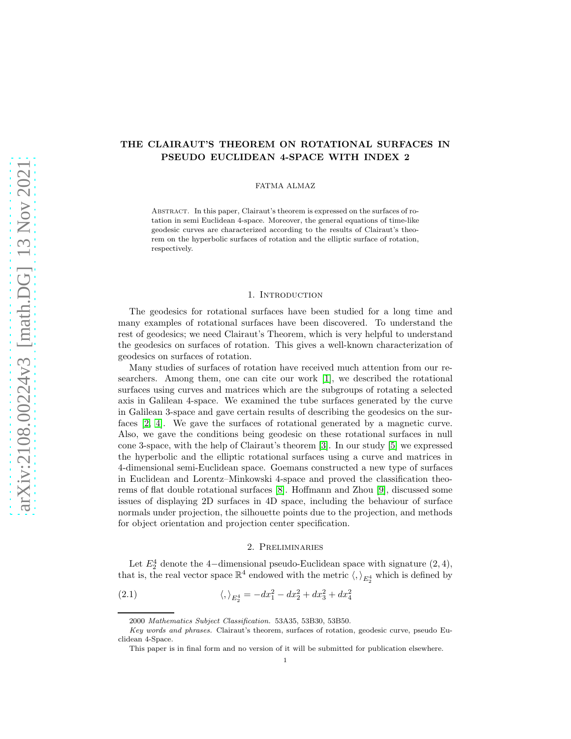# THE CLAIRAUT'S THEOREM ON ROTATIONAL SURFACES IN PSEUDO EUCLIDEAN 4-SPACE WITH INDEX 2

FATMA ALMAZ

Abstract. In this paper, Clairaut's theorem is expressed on the surfaces of rotation in semi Euclidean 4-space. Moreover, the general equations of time-like geodesic curves are characterized according to the results of Clairaut's theorem on the hyperbolic surfaces of rotation and the elliptic surface of rotation, respectively.

## 1. Introduction

The geodesics for rotational surfaces have been studied for a long time and many examples of rotational surfaces have been discovered. To understand the rest of geodesics; we need Clairaut's Theorem, which is very helpful to understand the geodesics on surfaces of rotation. This gives a well-known characterization of geodesics on surfaces of rotation.

Many studies of surfaces of rotation have received much attention from our researchers. Among them, one can cite our work [1], we described the rotational surfaces using curves and matrices which are the subgroups of rotating a selected axis in Galilean 4-space. We examined the tube surfaces generated by the curve in Galilean 3-space and gave certain results of describing the geodesics on the surfaces [2, 4]. We gave the surfaces of rotational generated by a magnetic curve. Also, we gave the conditions being geodesic on these rotational surfaces in null cone 3-space, with the help of Clairaut's theorem [3]. In our study [5] we expressed the hyperbolic and the elliptic rotational surfaces using a curve and matrices in 4-dimensional semi-Euclidean space. Goemans constructed a new type of surfaces in Euclidean and Lorentz–Minkowski 4-space and proved the classification theorems of flat double rotational surfaces [8]. Hoffmann and Zhou [9], discussed some issues of displaying 2D surfaces in 4D space, including the behaviour of surface normals under projection, the silhouette points due to the projection, and methods for object orientation and projection center specification.

## 2. Preliminaries

Let $E_2^4$ denote the 4−dimensional pseudo-Euclidean space with signature $(2, 4)$, that is, the real vector space $\mathbb{R}^4$ endowed with the metric $\langle , \rangle_{E_2^4}$ which is defined by

$$\langle , \rangle_{E_2^4} = -dx_1^2 - dx_2^2 + dx_3^2 + dx_4^2 \tag{2.1}$$

2000 *Mathematics Subject Classification.* 53A35, 53B30, 53B50.

*Key words and phrases.* Clairaut's theorem, surfaces of rotation, geodesic curve, pseudo Euclidean 4-Space.

This paper is in final form and no version of it will be submitted for publication elsewhere.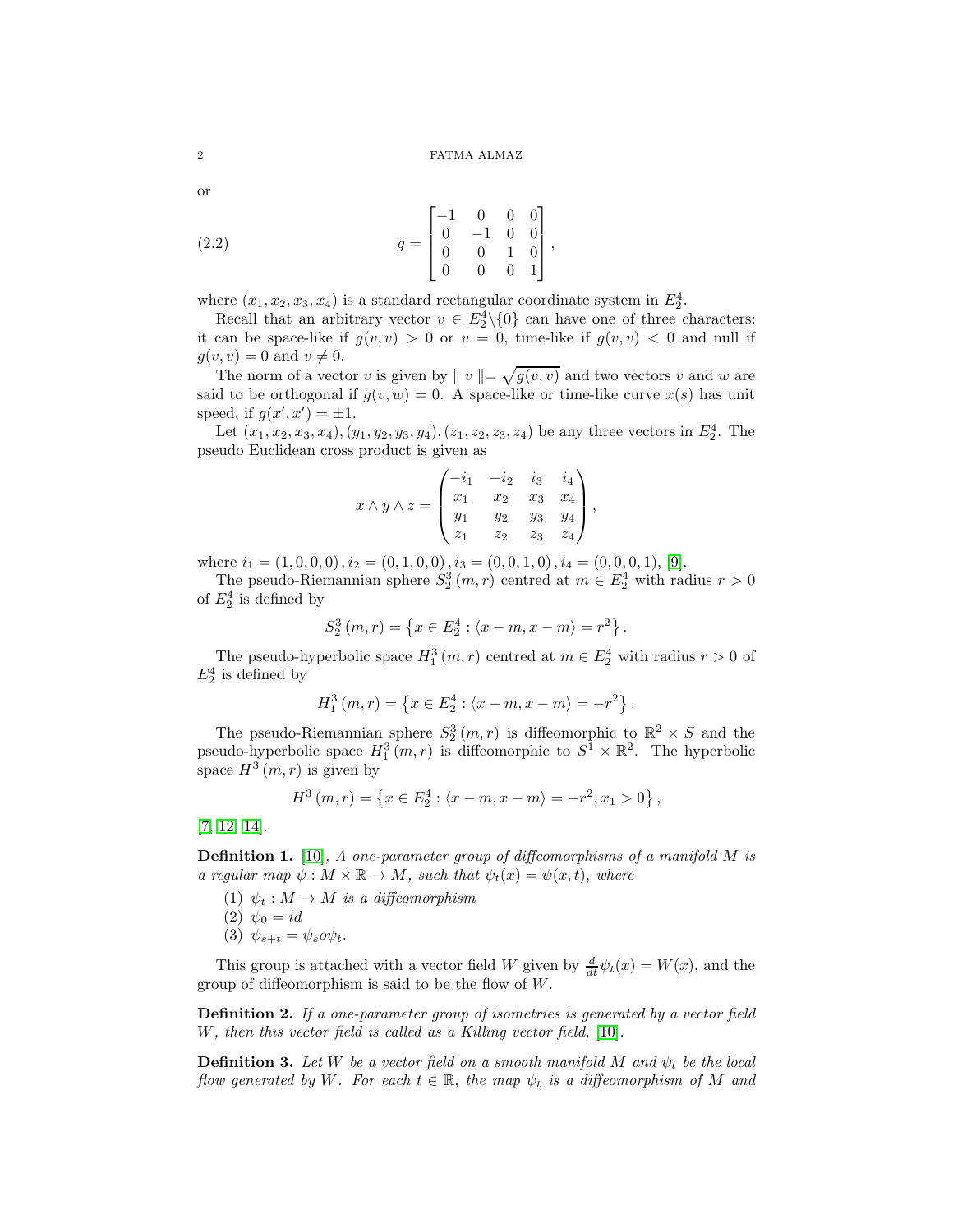or

$$g = \begin{bmatrix} -1 & 0 & 0 & 0 \\ 0 & -1 & 0 & 0 \\ 0 & 0 & 1 & 0 \\ 0 & 0 & 0 & 1 \end{bmatrix}, \tag{2.2}$$

where $(x_1, x_2, x_3, x_4)$ is a standard rectangular coordinate system in $E_2^4$.

Recall that an arbitrary vector $v \in E_2^4 \backslash \{0\}$ can have one of three characters: it can be space-like if $g(v, v) > 0$ or $v = 0$, time-like if $g(v, v) < 0$ and null if $g(v, v) = 0$ and $v \neq 0$.

The norm of a vector $v$ is given by $\| v \| = \sqrt{g(v, v)}$ and two vectors $v$ and $w$ are said to be orthogonal if $g(v, w) = 0$. A space-like or time-like curve $x(s)$ has unit speed, if $g(x', x') = \pm 1$.

Let $(x_1, x_2, x_3, x_4), (y_1, y_2, y_3, y_4), (z_1, z_2, z_3, z_4)$ be any three vectors in $E_2^4$. The pseudo Euclidean cross product is given as

$$x \wedge y \wedge z = \begin{pmatrix} -i_1 & -i_2 & i_3 & i_4 \\ x_1 & x_2 & x_3 & x_4 \\ y_1 & y_2 & y_3 & y_4 \\ z_1 & z_2 & z_3 & z_4 \end{pmatrix},$$

where $i_1 = (1, 0, 0, 0), i_2 = (0, 1, 0, 0), i_3 = (0, 0, 1, 0), i_4 = (0, 0, 0, 1)$, [9].

The pseudo-Riemannian sphere $S_2^3(m, r)$ centred at $m \in E_2^4$ with radius $r > 0$ of $E_2^4$ is defined by

$$S_2^3(m, r) = \left\{ x \in E_2^4 : \langle x - m, x - m \rangle = r^2 \right\}.$$

The pseudo-hyperbolic space $H_1^3(m, r)$ centred at $m \in E_2^4$ with radius $r > 0$ of $E_2^4$ is defined by

$$H_1^3(m, r) = \left\{ x \in E_2^4 : \langle x - m, x - m \rangle = -r^2 \right\}.$$

The pseudo-Riemannian sphere $S_2^3(m, r)$ is diffeomorphic to $\mathbb{R}^2 \times S$ and the pseudo-hyperbolic space $H_1^3(m, r)$ is diffeomorphic to $S^1 \times \mathbb{R}^2$. The hyperbolic space $H^3(m, r)$ is given by

$$H^3(m, r) = \left\{ x \in E_2^4 : \langle x - m, x - m \rangle = -r^2, x_1 > 0 \right\},$$

[7, 12, 14].

**Definition 1.** [10], *A one-parameter group of diffeomorphisms of a manifold $M$ is a regular map $\psi : M \times \mathbb{R} \to M$, such that $\psi_t(x) = \psi(x, t)$, where*

1. *$\psi_t : M \to M$ is a diffeomorphism*
2. *$\psi_0 = id$*
3. *$\psi_{s+t} = \psi_s o \psi_t$.*

This group is attached with a vector field $W$ given by $\frac{d}{dt}\psi_t(x) = W(x)$, and the group of diffeomorphism is said to be the flow of $W$.

**Definition 2.** *If a one-parameter group of isometries is generated by a vector field $W$, then this vector field is called as a Killing vector field,* [10].

**Definition 3.** *Let $W$ be a vector field on a smooth manifold $M$ and $\psi_t$ be the local flow generated by $W$. For each $t \in \mathbb{R}$, the map $\psi_t$ is a diffeomorphism of $M$ and*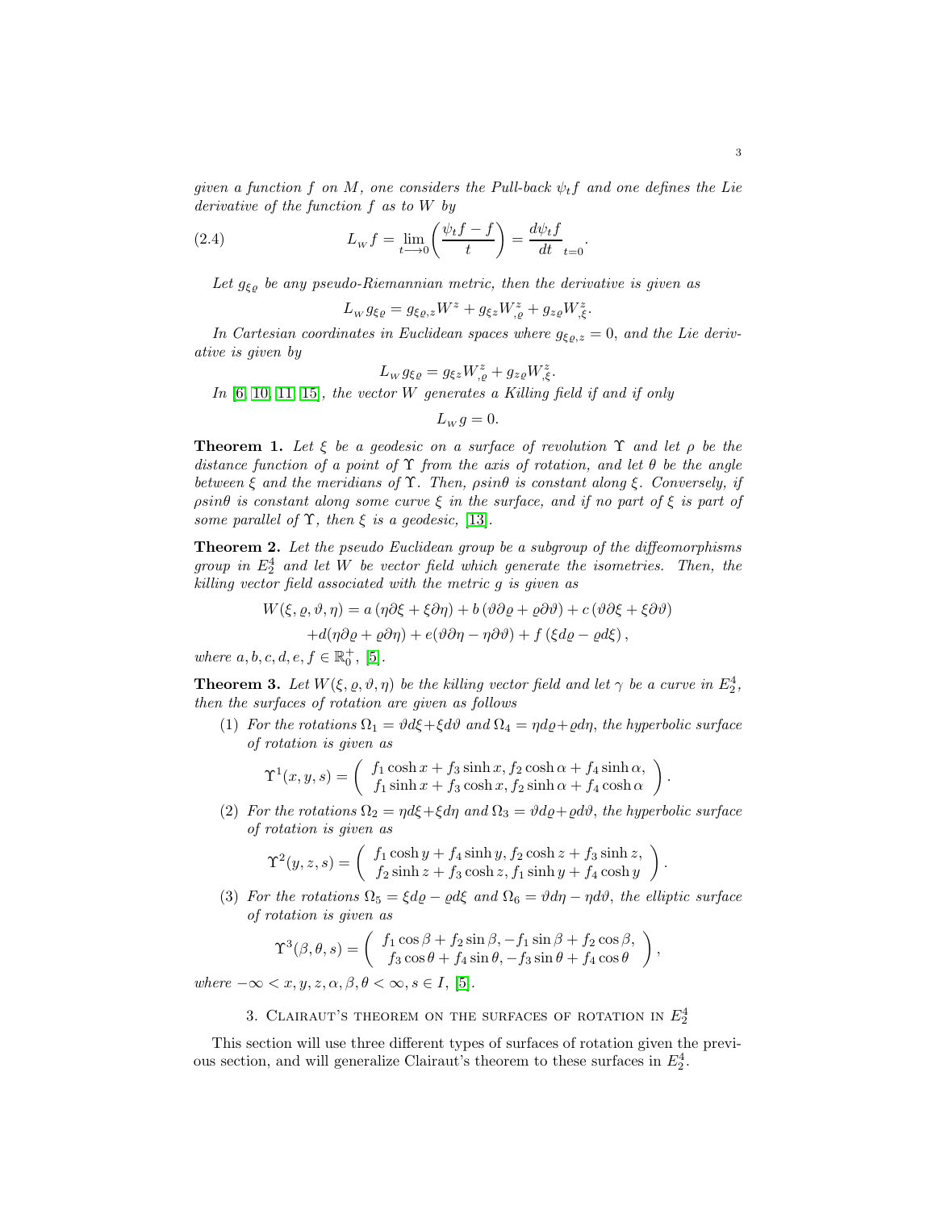*given a function $f$ on $M$, one considers the Pull-back $\psi_t f$ and one defines the Lie derivative of the function $f$ as to $W$ by*

$$L_W f = \lim_{t \longrightarrow 0}\left(\frac{\psi_t f - f}{t}\right) = \frac{d\psi_t f}{dt}_{t=0}. \tag{2.4}$$

*Let $g_{\xi\varrho}$ be any pseudo-Riemannian metric, then the derivative is given as*

$$L_W g_{\xi\varrho} = g_{\xi\varrho,z} W^z + g_{\xi z} W^z_{,\varrho} + g_{z\varrho} W^z_{,\xi}.$$

*In Cartesian coordinates in Euclidean spaces where $g_{\xi\varrho,z} = 0$, and the Lie derivative is given by*

$$L_W g_{\xi\varrho} = g_{\xi z} W^z_{,\varrho} + g_{z\varrho} W^z_{,\xi}.$$

*In [6, 10, 11, 15], the vector $W$ generates a Killing field if and if only*

$$L_W g = 0.$$

**Theorem 1.** *Let $\xi$ be a geodesic on a surface of revolution $\Upsilon$ and let $\rho$ be the distance function of a point of $\Upsilon$ from the axis of rotation, and let $\theta$ be the angle between $\xi$ and the meridians of $\Upsilon$. Then, $\rho sin\theta$ is constant along $\xi$. Conversely, if $\rho sin\theta$ is constant along some curve $\xi$ in the surface, and if no part of $\xi$ is part of some parallel of $\Upsilon$, then $\xi$ is a geodesic,* [13].

**Theorem 2.** *Let the pseudo Euclidean group be a subgroup of the diffeomorphisms group in $E^4_2$ and let $W$ be vector field which generate the isometries. Then, the killing vector field associated with the metric $g$ is given as*

$$\begin{aligned} W(\xi,\varrho,\vartheta,\eta) &= a\left(\eta\partial\xi + \xi\partial\eta\right) + b\left(\vartheta\partial\varrho + \varrho\partial\vartheta\right) + c\left(\vartheta\partial\xi + \xi\partial\vartheta\right) \\ &+ d(\eta\partial\varrho + \varrho\partial\eta) + e(\vartheta\partial\eta - \eta\partial\vartheta) + f\left(\xi d\varrho - \varrho d\xi\right), \end{aligned}$$

*where $a, b, c, d, e, f \in \mathbb{R}^+_0$,* [5].

**Theorem 3.** *Let $W(\xi,\varrho,\vartheta,\eta)$ be the killing vector field and let $\gamma$ be a curve in $E^4_2$, then the surfaces of rotation are given as follows*

1. *For the rotations $\Omega_1 = \vartheta d\xi + \xi d\vartheta$ and $\Omega_4 = \eta d\varrho + \varrho d\eta$, the hyperbolic surface of rotation is given as*

$$\Upsilon^1(x,y,s) = \left(\begin{array}{c} f_1\cosh x + f_3\sinh x, f_2\cosh\alpha + f_4\sinh\alpha, \\ f_1\sinh x + f_3\cosh x, f_2\sinh\alpha + f_4\cosh\alpha \end{array}\right).$$

2. *For the rotations $\Omega_2 = \eta d\xi + \xi d\eta$ and $\Omega_3 = \vartheta d\varrho + \varrho d\vartheta$, the hyperbolic surface of rotation is given as*

$$\Upsilon^2(y,z,s) = \left(\begin{array}{c} f_1\cosh y + f_4\sinh y, f_2\cosh z + f_3\sinh z, \\ f_2\sinh z + f_3\cosh z, f_1\sinh y + f_4\cosh y \end{array}\right).$$

3. *For the rotations $\Omega_5 = \xi d\varrho - \varrho d\xi$ and $\Omega_6 = \vartheta d\eta - \eta d\vartheta$, the elliptic surface of rotation is given as*

$$\Upsilon^3(\beta,\theta,s) = \left(\begin{array}{c} f_1\cos\beta + f_2\sin\beta, -f_1\sin\beta + f_2\cos\beta, \\ f_3\cos\theta + f_4\sin\theta, -f_3\sin\theta + f_4\cos\theta \end{array}\right),$$

*where $-\infty < x, y, z, \alpha, \beta, \theta < \infty, s \in I$,* [5].

## 3. Clairaut's theorem on the surfaces of rotation in $E^4_2$

This section will use three different types of surfaces of rotation given the previous section, and will generalize Clairaut's theorem to these surfaces in $E^4_2$.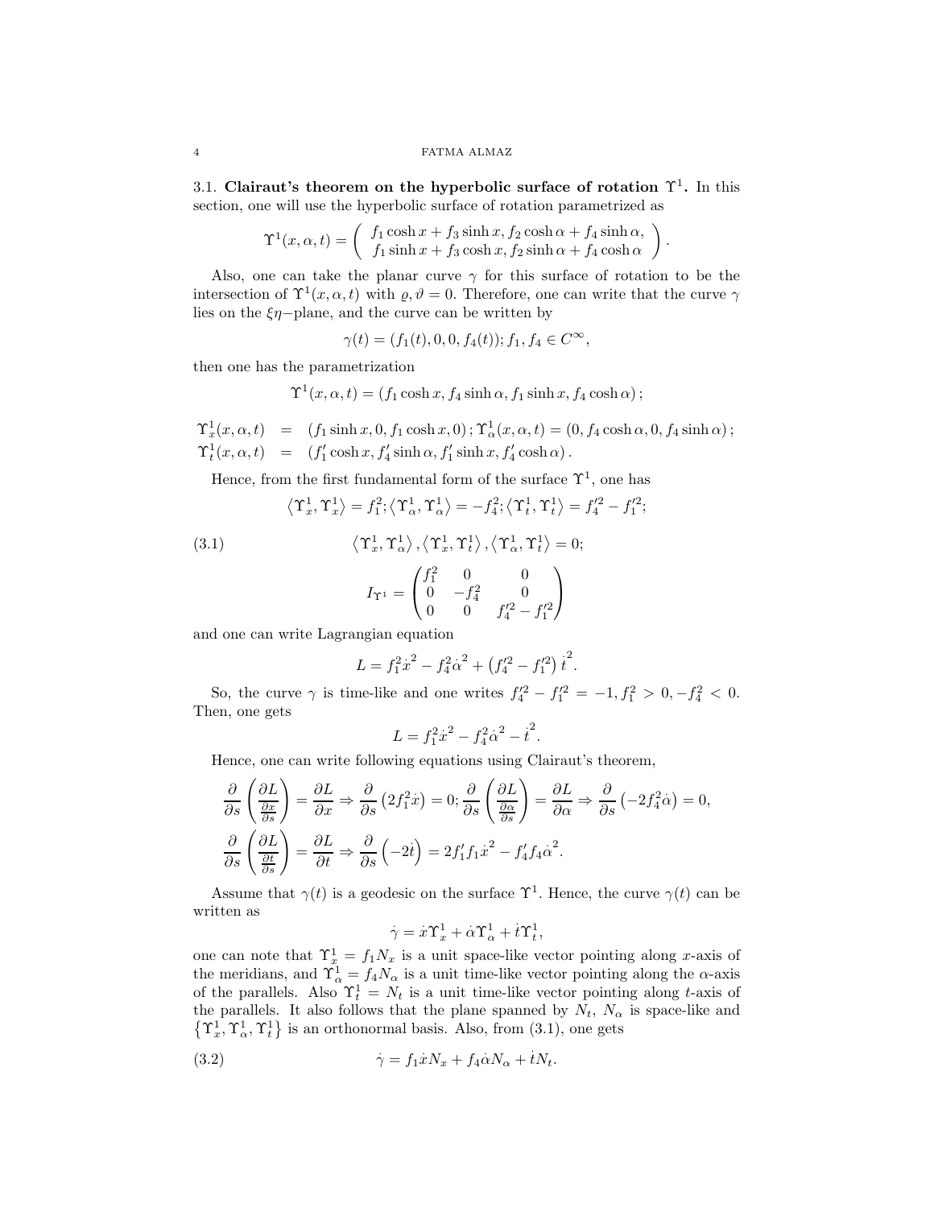3.1. **Clairaut's theorem on the hyperbolic surface of rotation $\Upsilon^1$.** In this section, one will use the hyperbolic surface of rotation parametrized as

$$\Upsilon^1(x,\alpha,t) = \left( \begin{array}{c} f_1 \cosh x + f_3 \sinh x, f_2 \cosh \alpha + f_4 \sinh \alpha, \\ f_1 \sinh x + f_3 \cosh x, f_2 \sinh \alpha + f_4 \cosh \alpha \end{array} \right).$$

Also, one can take the planar curve $\gamma$ for this surface of rotation to be the intersection of $\Upsilon^1(x,\alpha,t)$ with $\varrho, \vartheta = 0$. Therefore, one can write that the curve $\gamma$ lies on the $\xi\eta-$plane, and the curve can be written by

$$\gamma(t) = (f_1(t), 0, 0, f_4(t)); f_1, f_4 \in C^{\infty},$$

then one has the parametrization

$$\Upsilon^1(x,\alpha,t) = (f_1 \cosh x, f_4 \sinh \alpha, f_1 \sinh x, f_4 \cosh \alpha);$$

$$\begin{aligned} \Upsilon^1_x(x,\alpha,t) &= (f_1 \sinh x, 0, f_1 \cosh x, 0); \Upsilon^1_\alpha(x,\alpha,t) = (0, f_4 \cosh \alpha, 0, f_4 \sinh \alpha); \\ \Upsilon^1_t(x,\alpha,t) &= (f_1' \cosh x, f_4' \sinh \alpha, f_1' \sinh x, f_4' \cosh \alpha). \end{aligned}$$

Hence, from the first fundamental form of the surface $\Upsilon^1$, one has

$$\left\langle \Upsilon^1_x, \Upsilon^1_x \right\rangle = f_1^2; \left\langle \Upsilon^1_\alpha, \Upsilon^1_\alpha \right\rangle = -f_4^2; \left\langle \Upsilon^1_t, \Upsilon^1_t \right\rangle = f_4'^2 - f_1'^2;$$

$$\left\langle \Upsilon^1_x, \Upsilon^1_\alpha \right\rangle, \left\langle \Upsilon^1_x, \Upsilon^1_t \right\rangle, \left\langle \Upsilon^1_\alpha, \Upsilon^1_t \right\rangle = 0; \tag{3.1}$$

$$I_{\Upsilon^1} = \begin{pmatrix} f_1^2 & 0 & 0 \\ 0 & -f_4^2 & 0 \\ 0 & 0 & f_4'^2 - f_1'^2 \end{pmatrix}$$

and one can write Lagrangian equation

$$L = f_1^2 \dot{x}^2 - f_4^2 \dot{\alpha}^2 + \left(f_4'^2 - f_1'^2\right) \dot{t}^2.$$

So, the curve $\gamma$ is time-like and one writes $f_4'^2 - f_1'^2 = -1, f_1^2 > 0, -f_4^2 < 0$. Then, one gets

$$L = f_1^2 \dot{x}^2 - f_4^2 \dot{\alpha}^2 - \dot{t}^2.$$

Hence, one can write following equations using Clairaut's theorem,

$$\frac{\partial}{\partial s}\left(\frac{\partial L}{\frac{\partial x}{\partial s}}\right) = \frac{\partial L}{\partial x} \Rightarrow \frac{\partial}{\partial s}\left(2 f_1^2 \dot{x}\right) = 0; \frac{\partial}{\partial s}\left(\frac{\partial L}{\frac{\partial \alpha}{\partial s}}\right) = \frac{\partial L}{\partial \alpha} \Rightarrow \frac{\partial}{\partial s}\left(-2 f_4^2 \dot{\alpha}\right) = 0,$$

$$\frac{\partial}{\partial s}\left(\frac{\partial L}{\frac{\partial t}{\partial s}}\right) = \frac{\partial L}{\partial t} \Rightarrow \frac{\partial}{\partial s}\left(-2\dot{t}\right) = 2 f_1' f_1 \dot{x}^2 - f_4' f_4 \dot{\alpha}^2.$$

Assume that $\gamma(t)$ is a geodesic on the surface $\Upsilon^1$. Hence, the curve $\gamma(t)$ can be written as

$$\dot{\gamma} = \dot{x}\Upsilon^1_x + \dot{\alpha}\Upsilon^1_\alpha + \dot{t}\Upsilon^1_t,$$

one can note that $\Upsilon^1_x = f_1 N_x$ is a unit space-like vector pointing along $x$-axis of the meridians, and $\Upsilon^1_\alpha = f_4 N_\alpha$ is a unit time-like vector pointing along the $\alpha$-axis of the parallels. Also $\Upsilon^1_t = N_t$ is a unit time-like vector pointing along $t$-axis of the parallels. It also follows that the plane spanned by $N_t$, $N_\alpha$ is space-like and $\left\{\Upsilon^1_x, \Upsilon^1_\alpha, \Upsilon^1_t\right\}$ is an orthonormal basis. Also, from (3.1), one gets

$$\dot{\gamma} = f_1 \dot{x} N_x + f_4 \dot{\alpha} N_\alpha + \dot{t} N_t. \tag{3.2}$$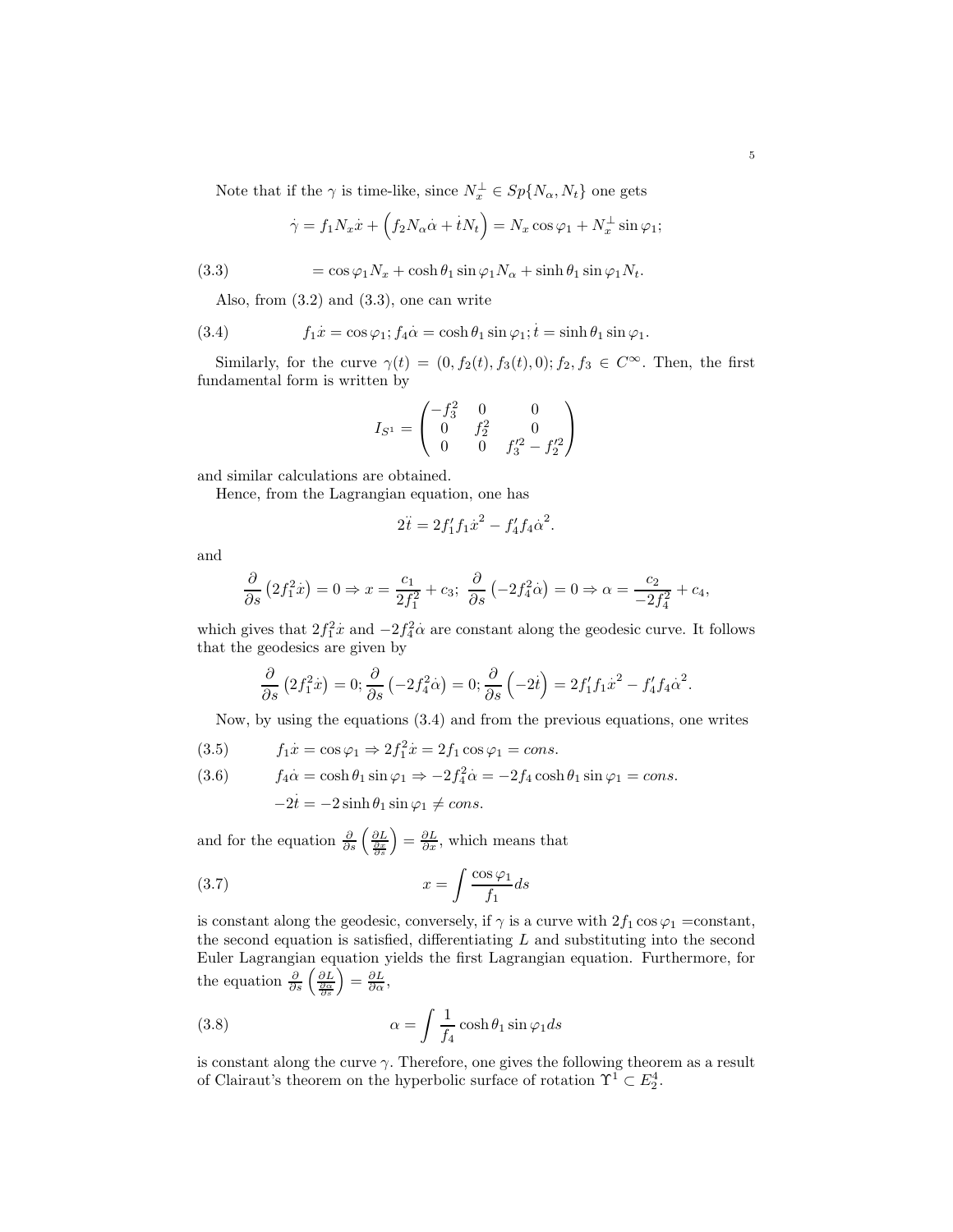Note that if the $\gamma$ is time-like, since $N_x^{\perp} \in Sp\{N_\alpha, N_t\}$ one gets

$$\dot{\gamma} = f_1 N_x \dot{x} + \left(f_2 N_\alpha \dot{\alpha} + \dot{t} N_t\right) = N_x \cos\varphi_1 + N_x^{\perp} \sin\varphi_1;$$

$$= \cos\varphi_1 N_x + \cosh\theta_1 \sin\varphi_1 N_\alpha + \sinh\theta_1 \sin\varphi_1 N_t. \tag{3.3}$$

Also, from (3.2) and (3.3), one can write

$$f_1 \dot{x} = \cos\varphi_1; f_4 \dot{\alpha} = \cosh\theta_1 \sin\varphi_1; \dot{t} = \sinh\theta_1 \sin\varphi_1. \tag{3.4}$$

Similarly, for the curve $\gamma(t) = (0, f_2(t), f_3(t), 0); f_2, f_3 \in C^\infty$. Then, the first fundamental form is written by

$$I_{S^1} = \begin{pmatrix} -f_3^2 & 0 & 0 \\ 0 & f_2^2 & 0 \\ 0 & 0 & f_3'^2 - f_2'^2 \end{pmatrix}$$

and similar calculations are obtained.

Hence, from the Lagrangian equation, one has

$$2\ddot{t} = 2f_1' f_1 \dot{x}^2 - f_4' f_4 \dot{\alpha}^2.$$

and

$$\frac{\partial}{\partial s}\left(2f_1^2 \dot{x}\right) = 0 \Rightarrow x = \frac{c_1}{2f_1^2} + c_3;\ \frac{\partial}{\partial s}\left(-2f_4^2 \dot{\alpha}\right) = 0 \Rightarrow \alpha = \frac{c_2}{-2f_4^2} + c_4,$$

which gives that $2f_1^2 \dot{x}$ and $-2f_4^2 \dot{\alpha}$ are constant along the geodesic curve. It follows that the geodesics are given by

$$\frac{\partial}{\partial s}\left(2f_1^2 \dot{x}\right) = 0; \frac{\partial}{\partial s}\left(-2f_4^2 \dot{\alpha}\right) = 0; \frac{\partial}{\partial s}\left(-2\dot{t}\right) = 2f_1' f_1 \dot{x}^2 - f_4' f_4 \dot{\alpha}^2.$$

Now, by using the equations (3.4) and from the previous equations, one writes

$$f_1 \dot{x} = \cos\varphi_1 \Rightarrow 2f_1^2 \dot{x} = 2f_1 \cos\varphi_1 = cons. \tag{3.5}$$

$$f_4 \dot{\alpha} = \cosh\theta_1 \sin\varphi_1 \Rightarrow -2f_4^2 \dot{\alpha} = -2f_4 \cosh\theta_1 \sin\varphi_1 = cons. \tag{3.6}$$

$$-2\dot{t} = -2\sinh\theta_1 \sin\varphi_1 \neq cons.$$

and for the equation $\frac{\partial}{\partial s}\left(\frac{\partial L}{\frac{\partial x}{\partial s}}\right) = \frac{\partial L}{\partial x}$, which means that

$$x = \int \frac{\cos\varphi_1}{f_1} ds \tag{3.7}$$

is constant along the geodesic, conversely, if $\gamma$ is a curve with $2f_1 \cos\varphi_1$ =constant, the second equation is satisfied, differentiating $L$ and substituting into the second Euler Lagrangian equation yields the first Lagrangian equation. Furthermore, for the equation $\frac{\partial}{\partial s}\left(\frac{\partial L}{\frac{\partial \alpha}{\partial s}}\right) = \frac{\partial L}{\partial \alpha}$,

$$\alpha = \int \frac{1}{f_4} \cosh\theta_1 \sin\varphi_1 ds \tag{3.8}$$

is constant along the curve $\gamma$. Therefore, one gives the following theorem as a result of Clairaut's theorem on the hyperbolic surface of rotation $\Upsilon^1 \subset E_2^4$.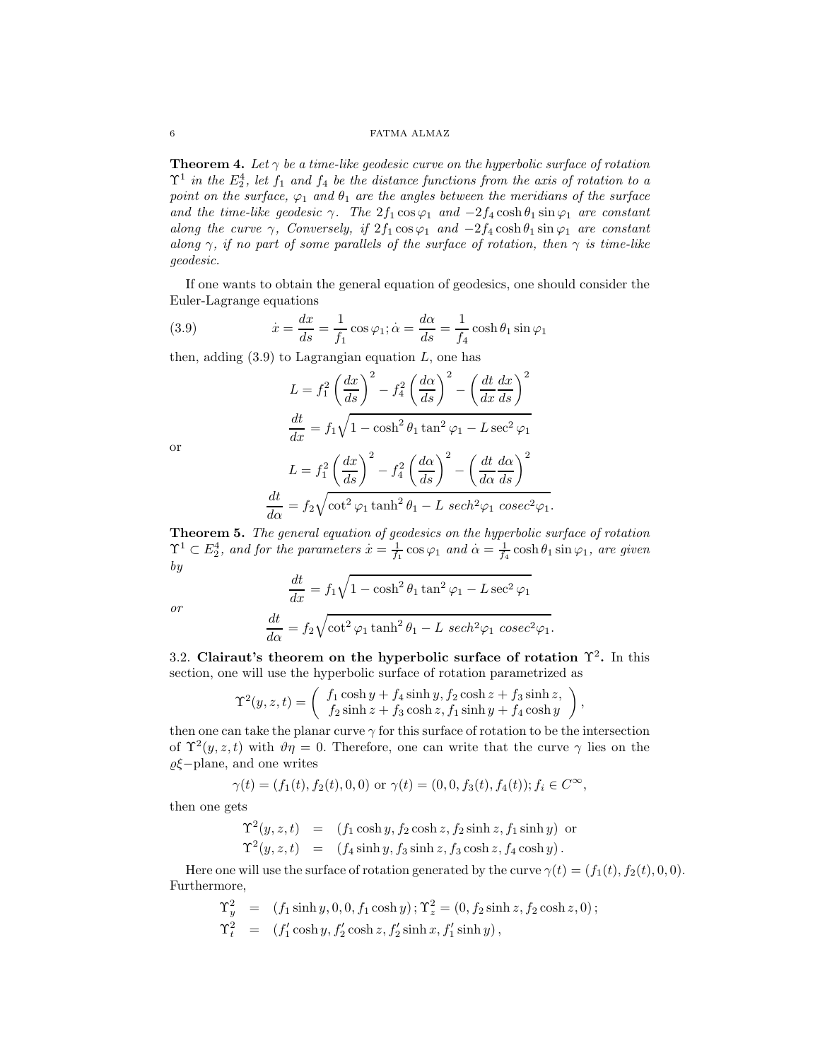**Theorem 4.** *Let $\gamma$ be a time-like geodesic curve on the hyperbolic surface of rotation $\Upsilon^1$ in the $E_2^4$, let $f_1$ and $f_4$ be the distance functions from the axis of rotation to a point on the surface, $\varphi_1$ and $\theta_1$ are the angles between the meridians of the surface and the time-like geodesic $\gamma$. The $2f_1 \cos\varphi_1$ and $-2f_4 \cosh\theta_1 \sin\varphi_1$ are constant along the curve $\gamma$, Conversely, if $2f_1 \cos\varphi_1$ and $-2f_4 \cosh\theta_1 \sin\varphi_1$ are constant along $\gamma$, if no part of some parallels of the surface of rotation, then $\gamma$ is time-like geodesic.*

If one wants to obtain the general equation of geodesics, one should consider the Euler-Lagrange equations

$$\dot{x} = \frac{dx}{ds} = \frac{1}{f_1}\cos\varphi_1; \dot{\alpha} = \frac{d\alpha}{ds} = \frac{1}{f_4}\cosh\theta_1 \sin\varphi_1 \tag{3.9}$$

then, adding (3.9) to Lagrangian equation $L$, one has

$$L = f_1^2\left(\frac{dx}{ds}\right)^2 - f_4^2\left(\frac{d\alpha}{ds}\right)^2 - \left(\frac{dt}{dx}\frac{dx}{ds}\right)^2$$

$$\frac{dt}{dx} = f_1\sqrt{1 - \cosh^2\theta_1 \tan^2\varphi_1 - L\sec^2\varphi_1}$$

or

$$L = f_1^2\left(\frac{dx}{ds}\right)^2 - f_4^2\left(\frac{d\alpha}{ds}\right)^2 - \left(\frac{dt}{d\alpha}\frac{d\alpha}{ds}\right)^2$$

$$\frac{dt}{d\alpha} = f_2\sqrt{\cot^2\varphi_1 \tanh^2\theta_1 - L\ sech^2\varphi_1\ cosec^2\varphi_1}.$$

**Theorem 5.** *The general equation of geodesics on the hyperbolic surface of rotation $\Upsilon^1 \subset E_2^4$, and for the parameters $\dot{x} = \frac{1}{f_1}\cos\varphi_1$ and $\dot{\alpha} = \frac{1}{f_4}\cosh\theta_1 \sin\varphi_1$, are given by*

$$\frac{dt}{dx} = f_1\sqrt{1 - \cosh^2\theta_1 \tan^2\varphi_1 - L\sec^2\varphi_1}$$

*or*

$$\frac{dt}{d\alpha} = f_2\sqrt{\cot^2\varphi_1 \tanh^2\theta_1 - L\ sech^2\varphi_1\ cosec^2\varphi_1}.$$

3.2. **Clairaut's theorem on the hyperbolic surface of rotation $\Upsilon^2$.** In this section, one will use the hyperbolic surface of rotation parametrized as

$$\Upsilon^2(y,z,t) = \begin{pmatrix} f_1\cosh y + f_4\sinh y, f_2\cosh z + f_3\sinh z, \\ f_2\sinh z + f_3\cosh z, f_1\sinh y + f_4\cosh y \end{pmatrix},$$

then one can take the planar curve $\gamma$ for this surface of rotation to be the intersection of $\Upsilon^2(y,z,t)$ with $\vartheta\eta = 0$. Therefore, one can write that the curve $\gamma$ lies on the $\varrho\xi-$plane, and one writes

$$\gamma(t) = (f_1(t), f_2(t), 0, 0) \text{ or } \gamma(t) = (0, 0, f_3(t), f_4(t)); f_i \in C^\infty,$$

then one gets

$$\begin{aligned} \Upsilon^2(y,z,t) &= (f_1\cosh y, f_2\cosh z, f_2\sinh z, f_1\sinh y) \text{ or} \\ \Upsilon^2(y,z,t) &= (f_4\sinh y, f_3\sinh z, f_3\cosh z, f_4\cosh y). \end{aligned}$$

Here one will use the surface of rotation generated by the curve $\gamma(t) = (f_1(t), f_2(t), 0, 0)$. Furthermore,

$$\begin{aligned} \Upsilon_y^2 &= (f_1\sinh y, 0, 0, f_1\cosh y); \Upsilon_z^2 = (0, f_2\sinh z, f_2\cosh z, 0); \\ \Upsilon_t^2 &= (f_1'\cosh y, f_2'\cosh z, f_2'\sinh x, f_1'\sinh y), \end{aligned}$$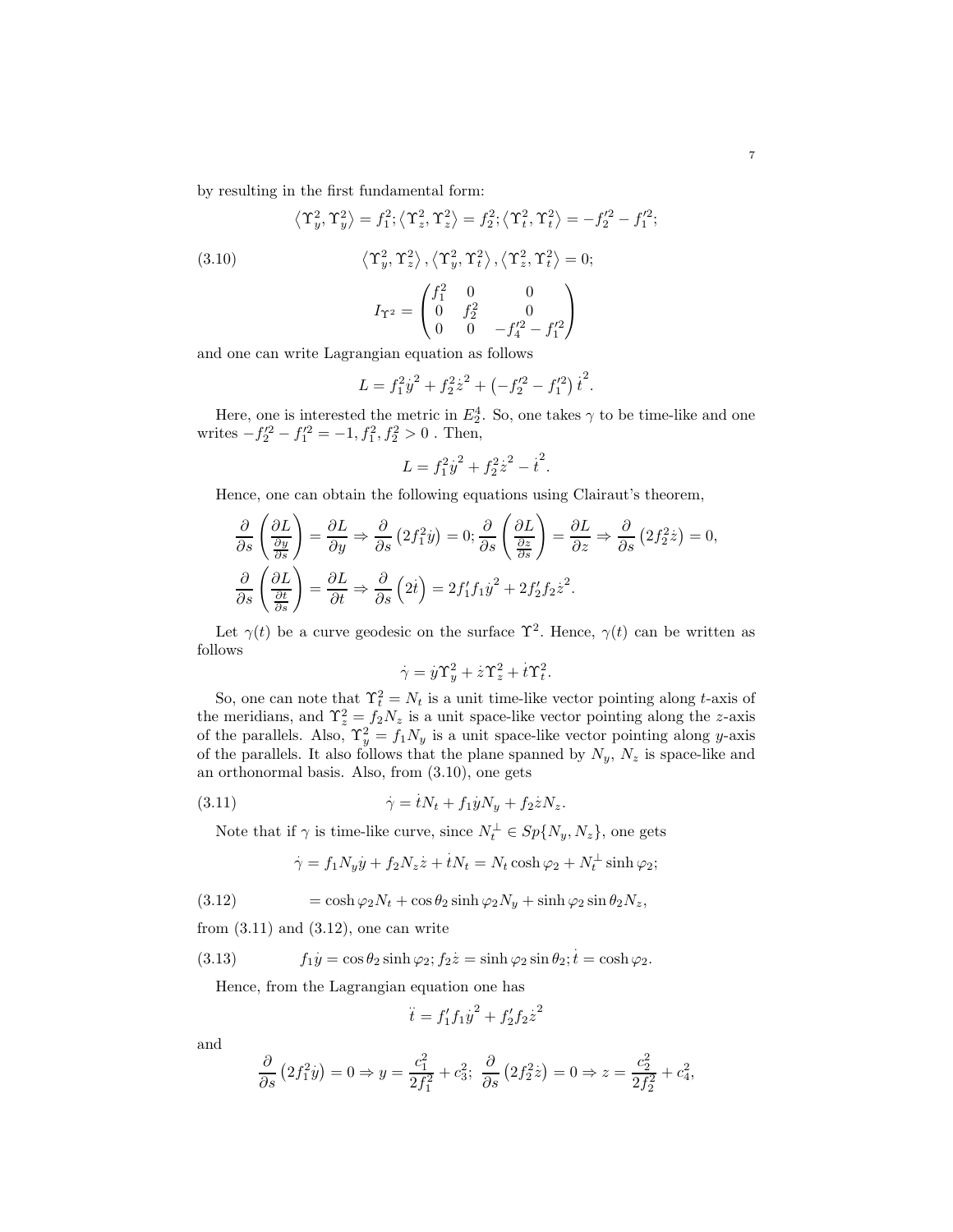by resulting in the first fundamental form:

$$\langle \Upsilon_y^2, \Upsilon_y^2 \rangle = f_1^2; \langle \Upsilon_z^2, \Upsilon_z^2 \rangle = f_2^2; \langle \Upsilon_t^2, \Upsilon_t^2 \rangle = -f_2'^2 - f_1'^2;$$

$$\langle \Upsilon_y^2, \Upsilon_z^2 \rangle, \langle \Upsilon_y^2, \Upsilon_t^2 \rangle, \langle \Upsilon_z^2, \Upsilon_t^2 \rangle = 0; \tag{3.10}$$

$$I_{\Upsilon^2} = \begin{pmatrix} f_1^2 & 0 & 0 \\ 0 & f_2^2 & 0 \\ 0 & 0 & -f_4'^2 - f_1'^2 \end{pmatrix}$$

and one can write Lagrangian equation as follows

$$L = f_1^2 \dot{y}^2 + f_2^2 \dot{z}^2 + \left(-f_2'^2 - f_1'^2\right) \dot{t}^2.$$

Here, one is interested the metric in $E_2^4$. So, one takes $\gamma$ to be time-like and one writes $-f_2'^2 - f_1'^2 = -1, f_1^2, f_2^2 > 0$ . Then,

$$L = f_1^2 \dot{y}^2 + f_2^2 \dot{z}^2 - \dot{t}^2.$$

Hence, one can obtain the following equations using Clairaut's theorem,

$$\frac{\partial}{\partial s}\left(\frac{\partial L}{\frac{\partial y}{\partial s}}\right) = \frac{\partial L}{\partial y} \Rightarrow \frac{\partial}{\partial s}\left(2f_1^2 \dot{y}\right) = 0; \frac{\partial}{\partial s}\left(\frac{\partial L}{\frac{\partial z}{\partial s}}\right) = \frac{\partial L}{\partial z} \Rightarrow \frac{\partial}{\partial s}\left(2f_2^2 \dot{z}\right) = 0,$$

$$\frac{\partial}{\partial s}\left(\frac{\partial L}{\frac{\partial t}{\partial s}}\right) = \frac{\partial L}{\partial t} \Rightarrow \frac{\partial}{\partial s}\left(2\dot{t}\right) = 2f_1' f_1 \dot{y}^2 + 2f_2' f_2 \dot{z}^2.$$

Let $\gamma(t)$ be a curve geodesic on the surface $\Upsilon^2$. Hence, $\gamma(t)$ can be written as follows

$$\dot{\gamma} = \dot{y}\Upsilon_y^2 + \dot{z}\Upsilon_z^2 + \dot{t}\Upsilon_t^2.$$

So, one can note that $\Upsilon_t^2 = N_t$ is a unit time-like vector pointing along $t$-axis of the meridians, and $\Upsilon_z^2 = f_2 N_z$ is a unit space-like vector pointing along the $z$-axis of the parallels. Also, $\Upsilon_y^2 = f_1 N_y$ is a unit space-like vector pointing along $y$-axis of the parallels. It also follows that the plane spanned by $N_y$, $N_z$ is space-like and an orthonormal basis. Also, from (3.10), one gets

$$\dot{\gamma} = \dot{t}N_t + f_1 \dot{y} N_y + f_2 \dot{z} N_z. \tag{3.11}$$

Note that if $\gamma$ is time-like curve, since $N_t^{\perp} \in Sp\{N_y, N_z\}$, one gets

$$\dot{\gamma} = f_1 N_y \dot{y} + f_2 N_z \dot{z} + \dot{t} N_t = N_t \cosh\varphi_2 + N_t^{\perp} \sinh\varphi_2;$$

$$= \cosh\varphi_2 N_t + \cos\theta_2 \sinh\varphi_2 N_y + \sinh\varphi_2 \sin\theta_2 N_z, \tag{3.12}$$

from (3.11) and (3.12), one can write

$$f_1 \dot{y} = \cos\theta_2 \sinh\varphi_2; f_2 \dot{z} = \sinh\varphi_2 \sin\theta_2; \dot{t} = \cosh\varphi_2. \tag{3.13}$$

Hence, from the Lagrangian equation one has

$$\ddot{t} = f_1' f_1 \dot{y}^2 + f_2' f_2 \dot{z}^2$$

and

$$\frac{\partial}{\partial s}\left(2f_1^2 \dot{y}\right) = 0 \Rightarrow y = \frac{c_1^2}{2f_1^2} + c_3^2; \ \frac{\partial}{\partial s}\left(2f_2^2 \dot{z}\right) = 0 \Rightarrow z = \frac{c_2^2}{2f_2^2} + c_4^2,$$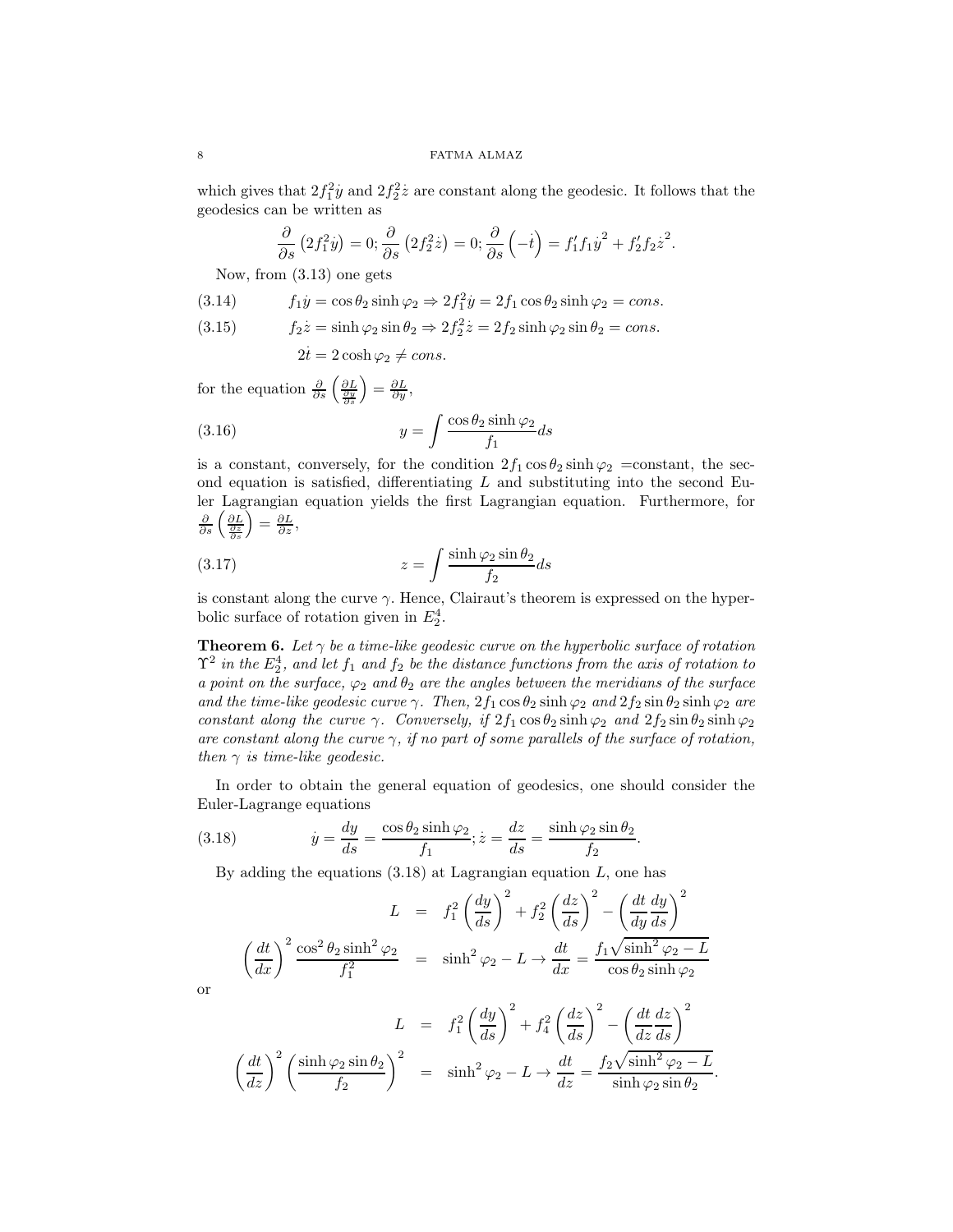which gives that $2f_1^2\dot{y}$ and $2f_2^2\dot{z}$ are constant along the geodesic. It follows that the geodesics can be written as

$$\frac{\partial}{\partial s}\left(2f_1^2\dot{y}\right)=0;\frac{\partial}{\partial s}\left(2f_2^2\dot{z}\right)=0;\frac{\partial}{\partial s}\left(-\dot{t}\right)=f_1'f_1\dot{y}^2+f_2'f_2\dot{z}^2.$$

Now, from (3.13) one gets

$$f_1\dot{y}=\cos\theta_2\sinh\varphi_2\Rightarrow 2f_1^2\dot{y}=2f_1\cos\theta_2\sinh\varphi_2=cons. \tag{3.14}$$

$$f_2\dot{z}=\sinh\varphi_2\sin\theta_2\Rightarrow 2f_2^2\dot{z}=2f_2\sinh\varphi_2\sin\theta_2=cons. \tag{3.15}$$

$$2\dot{t}=2\cosh\varphi_2\neq cons.$$

for the equation $\frac{\partial}{\partial s}\left(\frac{\partial L}{\frac{\partial y}{\partial s}}\right)=\frac{\partial L}{\partial y}$,

$$y=\int\frac{\cos\theta_2\sinh\varphi_2}{f_1}ds \tag{3.16}$$

is a constant, conversely, for the condition $2f_1\cos\theta_2\sinh\varphi_2$ =constant, the second equation is satisfied, differentiating $L$ and substituting into the second Euler Lagrangian equation yields the first Lagrangian equation. Furthermore, for $\frac{\partial}{\partial s}\left(\frac{\partial L}{\frac{\partial z}{\partial s}}\right)=\frac{\partial L}{\partial z}$,

$$z=\int\frac{\sinh\varphi_2\sin\theta_2}{f_2}ds \tag{3.17}$$

is constant along the curve $\gamma$. Hence, Clairaut's theorem is expressed on the hyperbolic surface of rotation given in $E_2^4$.

**Theorem 6.** *Let $\gamma$ be a time-like geodesic curve on the hyperbolic surface of rotation $\Upsilon^2$ in the $E_2^4$, and let $f_1$ and $f_2$ be the distance functions from the axis of rotation to a point on the surface, $\varphi_2$ and $\theta_2$ are the angles between the meridians of the surface and the time-like geodesic curve $\gamma$. Then, $2f_1\cos\theta_2\sinh\varphi_2$ and $2f_2\sin\theta_2\sinh\varphi_2$ are constant along the curve $\gamma$. Conversely, if $2f_1\cos\theta_2\sinh\varphi_2$ and $2f_2\sin\theta_2\sinh\varphi_2$ are constant along the curve $\gamma$, if no part of some parallels of the surface of rotation, then $\gamma$ is time-like geodesic.*

In order to obtain the general equation of geodesics, one should consider the Euler-Lagrange equations

$$\dot{y}=\frac{dy}{ds}=\frac{\cos\theta_2\sinh\varphi_2}{f_1};\dot{z}=\frac{dz}{ds}=\frac{\sinh\varphi_2\sin\theta_2}{f_2}. \tag{3.18}$$

By adding the equations (3.18) at Lagrangian equation $L$, one has

$$\begin{aligned}
L &= f_1^2\left(\frac{dy}{ds}\right)^2+f_2^2\left(\frac{dz}{ds}\right)^2-\left(\frac{dt}{dy}\frac{dy}{ds}\right)^2\\
\left(\frac{dt}{dx}\right)^2\frac{\cos^2\theta_2\sinh^2\varphi_2}{f_1^2} &= \sinh^2\varphi_2-L\rightarrow\frac{dt}{dx}=\frac{f_1\sqrt{\sinh^2\varphi_2-L}}{\cos\theta_2\sinh\varphi_2}
\end{aligned}$$

or

$$\begin{aligned}
L &= f_1^2\left(\frac{dy}{ds}\right)^2+f_4^2\left(\frac{dz}{ds}\right)^2-\left(\frac{dt}{dz}\frac{dz}{ds}\right)^2\\
\left(\frac{dt}{dz}\right)^2\left(\frac{\sinh\varphi_2\sin\theta_2}{f_2}\right)^2 &= \sinh^2\varphi_2-L\rightarrow\frac{dt}{dz}=\frac{f_2\sqrt{\sinh^2\varphi_2-L}}{\sinh\varphi_2\sin\theta_2}.
\end{aligned}$$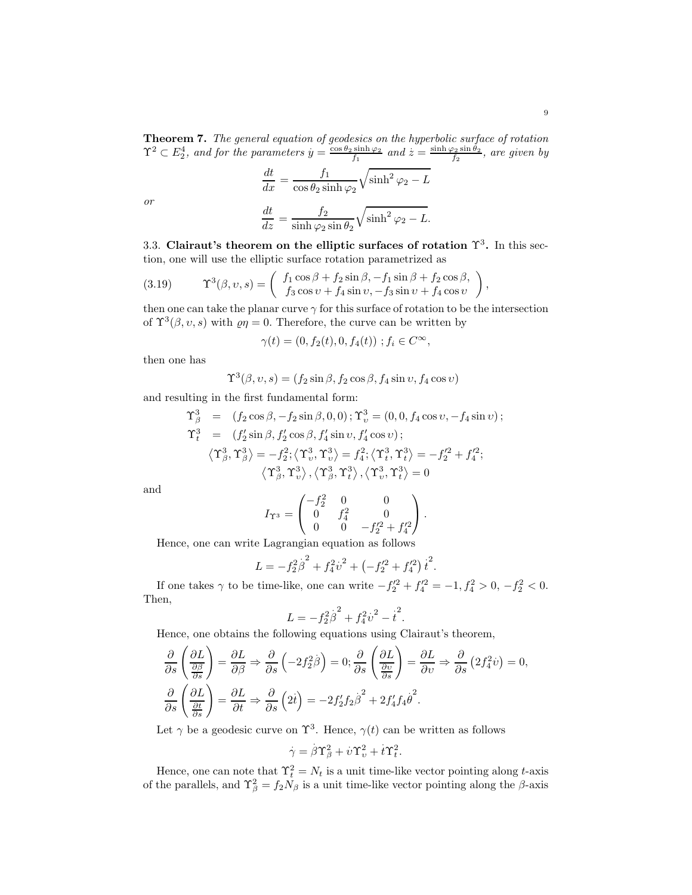**Theorem 7.** *The general equation of geodesics on the hyperbolic surface of rotation $\Upsilon^2 \subset E_2^4$, and for the parameters $\dot{y} = \frac{\cos\theta_2 \sinh\varphi_2}{f_1}$ and $\dot{z} = \frac{\sinh\varphi_2 \sin\theta_2}{f_2}$, are given by*

$$\frac{dt}{dx} = \frac{f_1}{\cos\theta_2 \sinh\varphi_2}\sqrt{\sinh^2\varphi_2 - L}$$

*or*

$$\frac{dt}{dz} = \frac{f_2}{\sinh\varphi_2 \sin\theta_2}\sqrt{\sinh^2\varphi_2 - L}.$$

### 3.3. Clairaut's theorem on the elliptic surfaces of rotation $\Upsilon^3$.

In this section, one will use the elliptic surface rotation parametrized as

$$\Upsilon^3(\beta, \upsilon, s) = \begin{pmatrix} f_1 \cos\beta + f_2 \sin\beta, -f_1 \sin\beta + f_2 \cos\beta, \\ f_3 \cos\upsilon + f_4 \sin\upsilon, -f_3 \sin\upsilon + f_4 \cos\upsilon \end{pmatrix}, \tag{3.19}$$

then one can take the planar curve $\gamma$ for this surface of rotation to be the intersection of $\Upsilon^3(\beta, \upsilon, s)$ with $\varrho\eta = 0$. Therefore, the curve can be written by

$$\gamma(t) = (0, f_2(t), 0, f_4(t)) \; ; f_i \in C^\infty,$$

then one has

$$\Upsilon^3(\beta, \upsilon, s) = (f_2 \sin\beta, f_2 \cos\beta, f_4 \sin\upsilon, f_4 \cos\upsilon)$$

and resulting in the first fundamental form:

$$\begin{aligned}
\Upsilon^3_\beta &= (f_2 \cos\beta, -f_2 \sin\beta, 0, 0) \, ; \Upsilon^3_\upsilon = (0, 0, f_4 \cos\upsilon, -f_4 \sin\upsilon) \, ; \\
\Upsilon^3_t &= (f_2' \sin\beta, f_2' \cos\beta, f_4' \sin\upsilon, f_4' \cos\upsilon) \, ; \\
&\left\langle \Upsilon^3_\beta, \Upsilon^3_\beta \right\rangle = -f_2^2; \left\langle \Upsilon^3_\upsilon, \Upsilon^3_\upsilon \right\rangle = f_4^2; \left\langle \Upsilon^3_t, \Upsilon^3_t \right\rangle = -f_2'^2 + f_4'^2; \\
&\left\langle \Upsilon^3_\beta, \Upsilon^3_\upsilon \right\rangle, \left\langle \Upsilon^3_\beta, \Upsilon^3_t \right\rangle, \left\langle \Upsilon^3_\upsilon, \Upsilon^3_t \right\rangle = 0
\end{aligned}$$

and

$$I_{\Upsilon^3} = \begin{pmatrix} -f_2^2 & 0 & 0 \\ 0 & f_4^2 & 0 \\ 0 & 0 & -f_2'^2 + f_4'^2 \end{pmatrix}.$$

Hence, one can write Lagrangian equation as follows

$$L = -f_2^2 \dot{\beta}^2 + f_4^2 \dot{\upsilon}^2 + \left(-f_2'^2 + f_4'^2\right) \dot{t}^2.$$

If one takes $\gamma$ to be time-like, one can write $-f_2'^2 + f_4'^2 = -1$, $f_4^2 > 0$, $-f_2^2 < 0$. Then,

$$L = -f_2^2 \dot{\beta}^2 + f_4^2 \dot{\upsilon}^2 - \dot{t}^2.$$

Hence, one obtains the following equations using Clairaut's theorem,

$$\begin{aligned}
&\frac{\partial}{\partial s}\left(\frac{\partial L}{\frac{\partial \beta}{\partial s}}\right) = \frac{\partial L}{\partial \beta} \Rightarrow \frac{\partial}{\partial s}\left(-2f_2^2 \dot{\beta}\right) = 0; \frac{\partial}{\partial s}\left(\frac{\partial L}{\frac{\partial \upsilon}{\partial s}}\right) = \frac{\partial L}{\partial \upsilon} \Rightarrow \frac{\partial}{\partial s}\left(2f_4^2 \dot{\upsilon}\right) = 0, \\
&\frac{\partial}{\partial s}\left(\frac{\partial L}{\frac{\partial t}{\partial s}}\right) = \frac{\partial L}{\partial t} \Rightarrow \frac{\partial}{\partial s}\left(2\dot{t}\right) = -2f_2' f_2 \dot{\beta}^2 + 2f_4' f_4 \dot{\theta}^2.
\end{aligned}$$

Let $\gamma$ be a geodesic curve on $\Upsilon^3$. Hence, $\gamma(t)$ can be written as follows

$$\dot{\gamma} = \dot{\beta}\Upsilon^2_\beta + \dot{\upsilon}\Upsilon^2_\upsilon + \dot{t}\Upsilon^2_t.$$

Hence, one can note that $\Upsilon^2_t = N_t$ is a unit time-like vector pointing along $t$-axis of the parallels, and $\Upsilon^2_\beta = f_2 N_\beta$ is a unit time-like vector pointing along the $\beta$-axis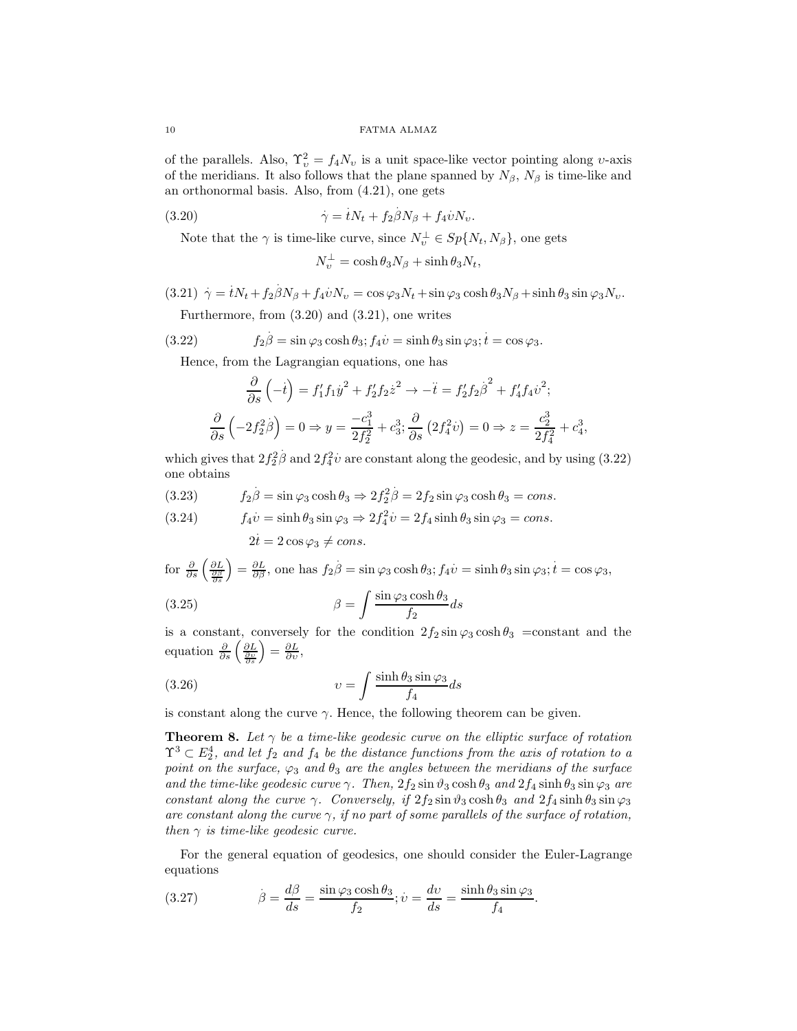of the parallels. Also, $\Upsilon_{\upsilon}^{2}=f_4 N_{\upsilon}$ is a unit space-like vector pointing along $\upsilon$-axis of the meridians. It also follows that the plane spanned by $N_\beta$, $N_\beta$ is time-like and an orthonormal basis. Also, from (4.21), one gets

$$\dot{\gamma}=\dot{t}N_t+f_2\dot{\beta}N_\beta+f_4\dot{\upsilon}N_\upsilon. \tag{3.20}$$

Note that the $\gamma$ is time-like curve, since $N_\upsilon^{\perp}\in Sp\{N_t,N_\beta\}$, one gets

$$N_\upsilon^{\perp}=\cosh\theta_3 N_\beta+\sinh\theta_3 N_t,$$

$$\dot{\gamma}=\dot{t}N_t+f_2\dot{\beta}N_\beta+f_4\dot{\upsilon}N_\upsilon=\cos\varphi_3 N_t+\sin\varphi_3\cosh\theta_3 N_\beta+\sinh\theta_3\sin\varphi_3 N_\upsilon. \tag{3.21}$$

Furthermore, from (3.20) and (3.21), one writes

$$f_2\dot{\beta}=\sin\varphi_3\cosh\theta_3;\, f_4\dot{\upsilon}=\sinh\theta_3\sin\varphi_3;\, \dot{t}=\cos\varphi_3. \tag{3.22}$$

Hence, from the Lagrangian equations, one has

$$\frac{\partial}{\partial s}\left(-\dot{t}\right)=f_1'f_1\dot{y}^2+f_2'f_2\dot{z}^2\rightarrow-\ddot{t}=f_2'f_2\dot{\beta}^2+f_4'f_4\dot{\upsilon}^2;$$

$$\frac{\partial}{\partial s}\left(-2f_2^2\dot{\beta}\right)=0\Rightarrow y=\frac{-c_1^3}{2f_2^2}+c_3^3;\frac{\partial}{\partial s}\left(2f_4^2\dot{\upsilon}\right)=0\Rightarrow z=\frac{c_2^3}{2f_4^2}+c_4^3,$$

which gives that $2f_2^2\dot{\beta}$ and $2f_4^2\dot{\upsilon}$ are constant along the geodesic, and by using (3.22) one obtains

$$f_2\dot{\beta}=\sin\varphi_3\cosh\theta_3\Rightarrow 2f_2^2\dot{\beta}=2f_2\sin\varphi_3\cosh\theta_3=cons. \tag{3.23}$$

$$f_4\dot{\upsilon}=\sinh\theta_3\sin\varphi_3\Rightarrow 2f_4^2\dot{\upsilon}=2f_4\sinh\theta_3\sin\varphi_3=cons. \tag{3.24}$$

$$2\dot{t}=2\cos\varphi_3\neq cons.$$

for $\frac{\partial}{\partial s}\left(\frac{\partial L}{\frac{\partial\beta}{\partial s}}\right)=\frac{\partial L}{\partial\beta}$, one has $f_2\dot{\beta}=\sin\varphi_3\cosh\theta_3;\, f_4\dot{\upsilon}=\sinh\theta_3\sin\varphi_3;\,\dot{t}=\cos\varphi_3$,

$$\beta=\int\frac{\sin\varphi_3\cosh\theta_3}{f_2}ds \tag{3.25}$$

is a constant, conversely for the condition $2f_2\sin\varphi_3\cosh\theta_3$ =constant and the equation $\frac{\partial}{\partial s}\left(\frac{\partial L}{\frac{\partial\upsilon}{\partial s}}\right)=\frac{\partial L}{\partial\upsilon}$,

$$\upsilon=\int\frac{\sinh\theta_3\sin\varphi_3}{f_4}ds \tag{3.26}$$

is constant along the curve $\gamma$. Hence, the following theorem can be given.

**Theorem 8.** *Let $\gamma$ be a time-like geodesic curve on the elliptic surface of rotation $\Upsilon^3\subset E_2^4$, and let $f_2$ and $f_4$ be the distance functions from the axis of rotation to a point on the surface, $\varphi_3$ and $\theta_3$ are the angles between the meridians of the surface and the time-like geodesic curve $\gamma$. Then, $2f_2\sin\vartheta_3\cosh\theta_3$ and $2f_4\sinh\theta_3\sin\varphi_3$ are constant along the curve $\gamma$. Conversely, if $2f_2\sin\vartheta_3\cosh\theta_3$ and $2f_4\sinh\theta_3\sin\varphi_3$ are constant along the curve $\gamma$, if no part of some parallels of the surface of rotation, then $\gamma$ is time-like geodesic curve.*

For the general equation of geodesics, one should consider the Euler-Lagrange equations

$$\dot{\beta}=\frac{d\beta}{ds}=\frac{\sin\varphi_3\cosh\theta_3}{f_2};\,\dot{\upsilon}=\frac{d\upsilon}{ds}=\frac{\sinh\theta_3\sin\varphi_3}{f_4}. \tag{3.27}$$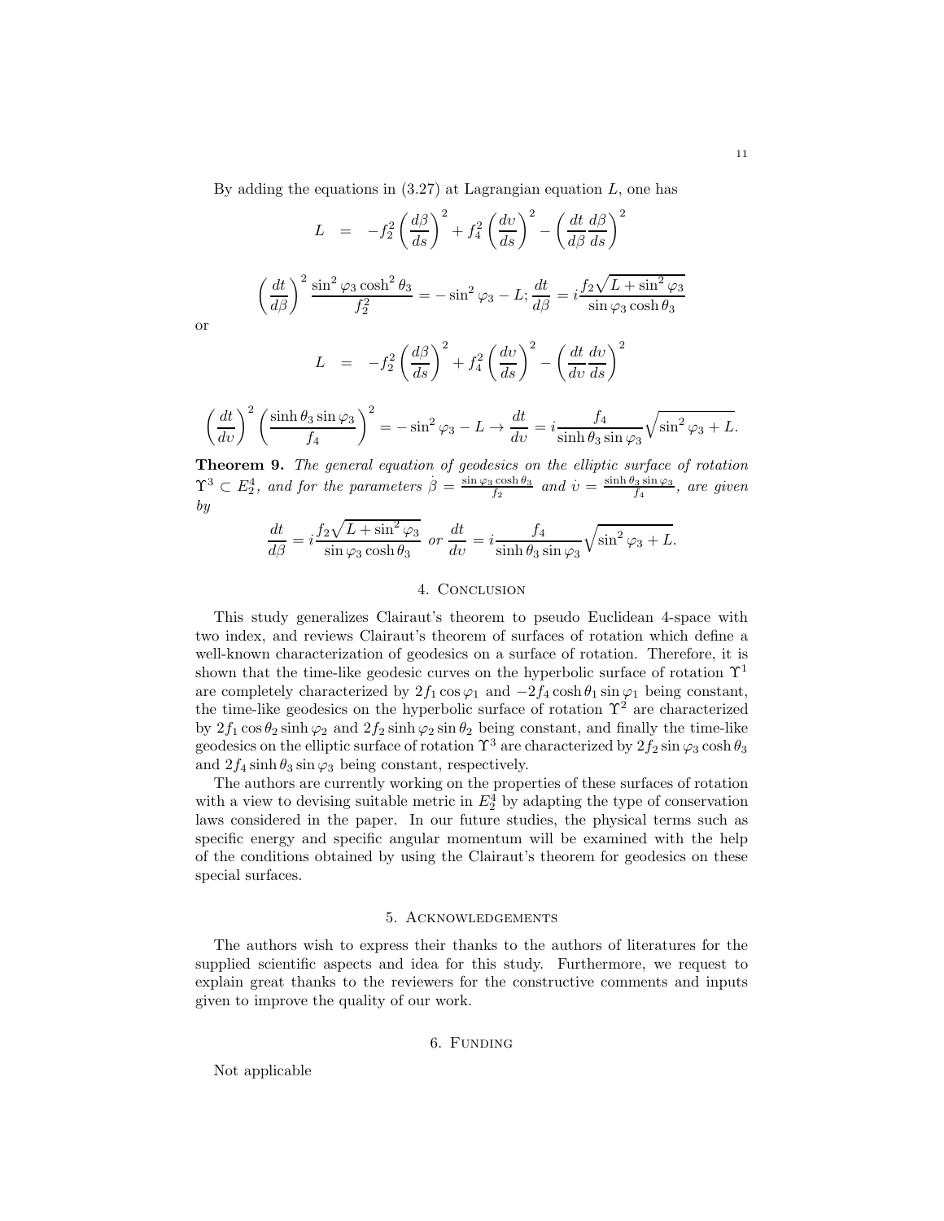By adding the equations in (3.27) at Lagrangian equation $L$, one has

$$L = -f_2^2 \left(\frac{d\beta}{ds}\right)^2 + f_4^2 \left(\frac{d\upsilon}{ds}\right)^2 - \left(\frac{dt}{d\beta}\frac{d\beta}{ds}\right)^2$$

$$\left(\frac{dt}{d\beta}\right)^2 \frac{\sin^2\varphi_3 \cosh^2\theta_3}{f_2^2} = -\sin^2\varphi_3 - L; \frac{dt}{d\beta} = i\frac{f_2\sqrt{L+\sin^2\varphi_3}}{\sin\varphi_3\cosh\theta_3}$$

or

$$L = -f_2^2 \left(\frac{d\beta}{ds}\right)^2 + f_4^2 \left(\frac{d\upsilon}{ds}\right)^2 - \left(\frac{dt}{d\upsilon}\frac{d\upsilon}{ds}\right)^2$$

$$\left(\frac{dt}{d\upsilon}\right)^2 \left(\frac{\sinh\theta_3 \sin\varphi_3}{f_4}\right)^2 = -\sin^2\varphi_3 - L \rightarrow \frac{dt}{d\upsilon} = i\frac{f_4}{\sinh\theta_3\sin\varphi_3}\sqrt{\sin^2\varphi_3 + L}.$$

**Theorem 9.** *The general equation of geodesics on the elliptic surface of rotation $\Upsilon^3 \subset E_2^4$, and for the parameters $\dot{\beta} = \frac{\sin\varphi_3\cosh\theta_3}{f_2}$ and $\dot{\upsilon} = \frac{\sinh\theta_3\sin\varphi_3}{f_4}$, are given by*

$$\frac{dt}{d\beta} = i\frac{f_2\sqrt{L+\sin^2\varphi_3}}{\sin\varphi_3\cosh\theta_3} \text{ or } \frac{dt}{d\upsilon} = i\frac{f_4}{\sinh\theta_3\sin\varphi_3}\sqrt{\sin^2\varphi_3 + L}.$$

## 4. Conclusion

This study generalizes Clairaut's theorem to pseudo Euclidean 4-space with two index, and reviews Clairaut's theorem of surfaces of rotation which define a well-known characterization of geodesics on a surface of rotation. Therefore, it is shown that the time-like geodesic curves on the hyperbolic surface of rotation $\Upsilon^1$ are completely characterized by $2f_1\cos\varphi_1$ and $-2f_4\cosh\theta_1\sin\varphi_1$ being constant, the time-like geodesics on the hyperbolic surface of rotation $\Upsilon^2$ are characterized by $2f_1\cos\theta_2\sinh\varphi_2$ and $2f_2\sinh\varphi_2\sin\theta_2$ being constant, and finally the time-like geodesics on the elliptic surface of rotation $\Upsilon^3$ are characterized by $2f_2\sin\varphi_3\cosh\theta_3$ and $2f_4\sinh\theta_3\sin\varphi_3$ being constant, respectively.

The authors are currently working on the properties of these surfaces of rotation with a view to devising suitable metric in $E_2^4$ by adapting the type of conservation laws considered in the paper. In our future studies, the physical terms such as specific energy and specific angular momentum will be examined with the help of the conditions obtained by using the Clairaut's theorem for geodesics on these special surfaces.

## 5. Acknowledgements

The authors wish to express their thanks to the authors of literatures for the supplied scientific aspects and idea for this study. Furthermore, we request to explain great thanks to the reviewers for the constructive comments and inputs given to improve the quality of our work.

## 6. Funding

Not applicable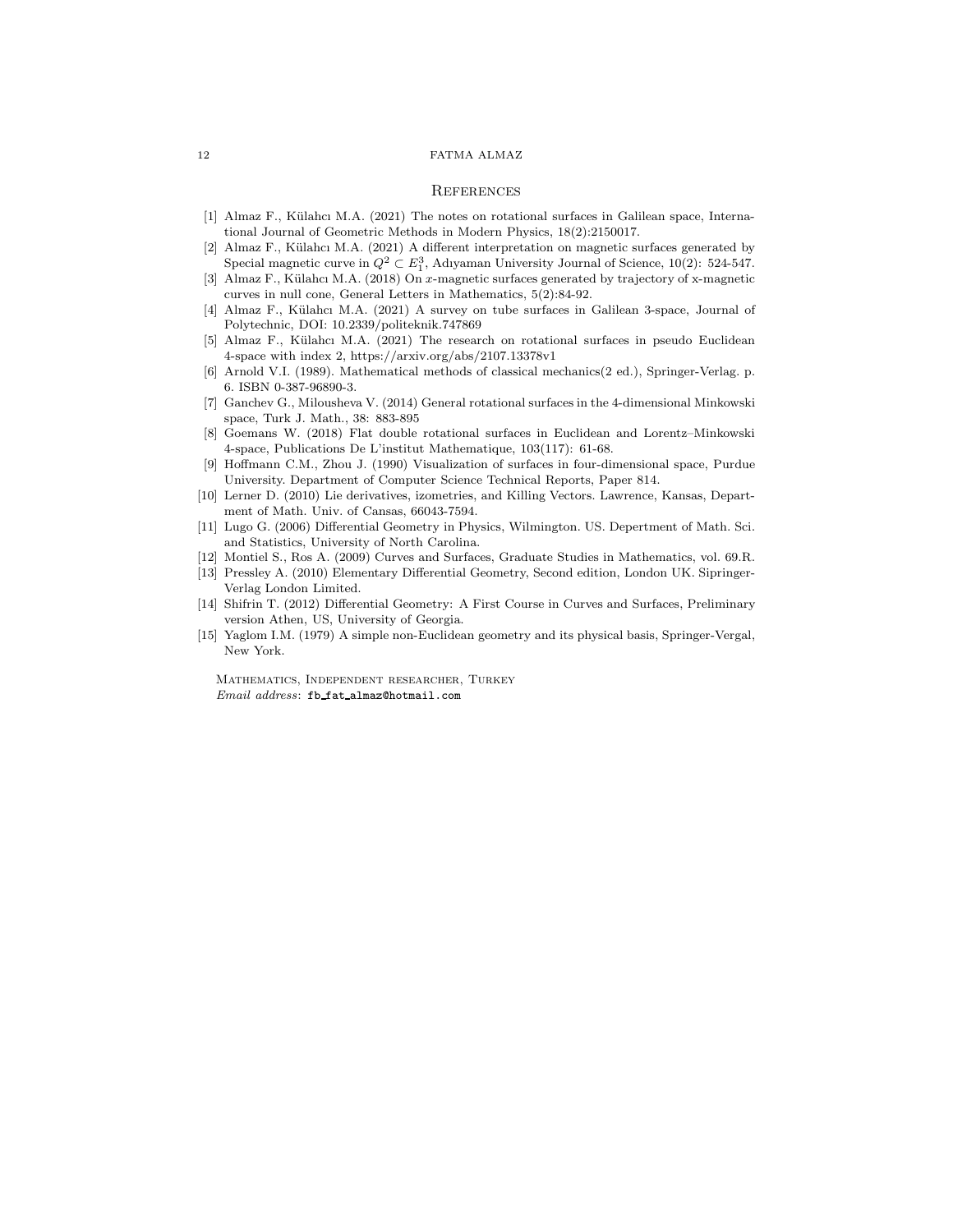## References

[1] Almaz F., Külahcı M.A. (2021) The notes on rotational surfaces in Galilean space, International Journal of Geometric Methods in Modern Physics, 18(2):2150017.

[2] Almaz F., Külahcı M.A. (2021) A different interpretation on magnetic surfaces generated by Special magnetic curve in $Q^2 \subset E_1^3$, Adıyaman University Journal of Science, 10(2): 524-547.

[3] Almaz F., Külahcı M.A. (2018) On $x$-magnetic surfaces generated by trajectory of x-magnetic curves in null cone, General Letters in Mathematics, 5(2):84-92.

[4] Almaz F., Külahcı M.A. (2021) A survey on tube surfaces in Galilean 3-space, Journal of Polytechnic, DOI: 10.2339/politeknik.747869

[5] Almaz F., Külahcı M.A. (2021) The research on rotational surfaces in pseudo Euclidean 4-space with index 2, https://arxiv.org/abs/2107.13378v1

[6] Arnold V.I. (1989). Mathematical methods of classical mechanics(2 ed.), Springer-Verlag. p. 6. ISBN 0-387-96890-3.

[7] Ganchev G., Milousheva V. (2014) General rotational surfaces in the 4-dimensional Minkowski space, Turk J. Math., 38: 883-895

[8] Goemans W. (2018) Flat double rotational surfaces in Euclidean and Lorentz–Minkowski 4-space, Publications De L'institut Mathematique, 103(117): 61-68.

[9] Hoffmann C.M., Zhou J. (1990) Visualization of surfaces in four-dimensional space, Purdue University. Department of Computer Science Technical Reports, Paper 814.

[10] Lerner D. (2010) Lie derivatives, izometries, and Killing Vectors. Lawrence, Kansas, Department of Math. Univ. of Cansas, 66043-7594.

[11] Lugo G. (2006) Differential Geometry in Physics, Wilmington. US. Depertment of Math. Sci. and Statistics, University of North Carolina.

[12] Montiel S., Ros A. (2009) Curves and Surfaces, Graduate Studies in Mathematics, vol. 69.R.

[13] Pressley A. (2010) Elementary Differential Geometry, Second edition, London UK. Sipringer-Verlag London Limited.

[14] Shifrin T. (2012) Differential Geometry: A First Course in Curves and Surfaces, Preliminary version Athen, US, University of Georgia.

[15] Yaglom I.M. (1979) A simple non-Euclidean geometry and its physical basis, Springer-Vergal, New York.

Mathematics, Independent researcher, Turkey
*Email address*: fb_fat_almaz@hotmail.com